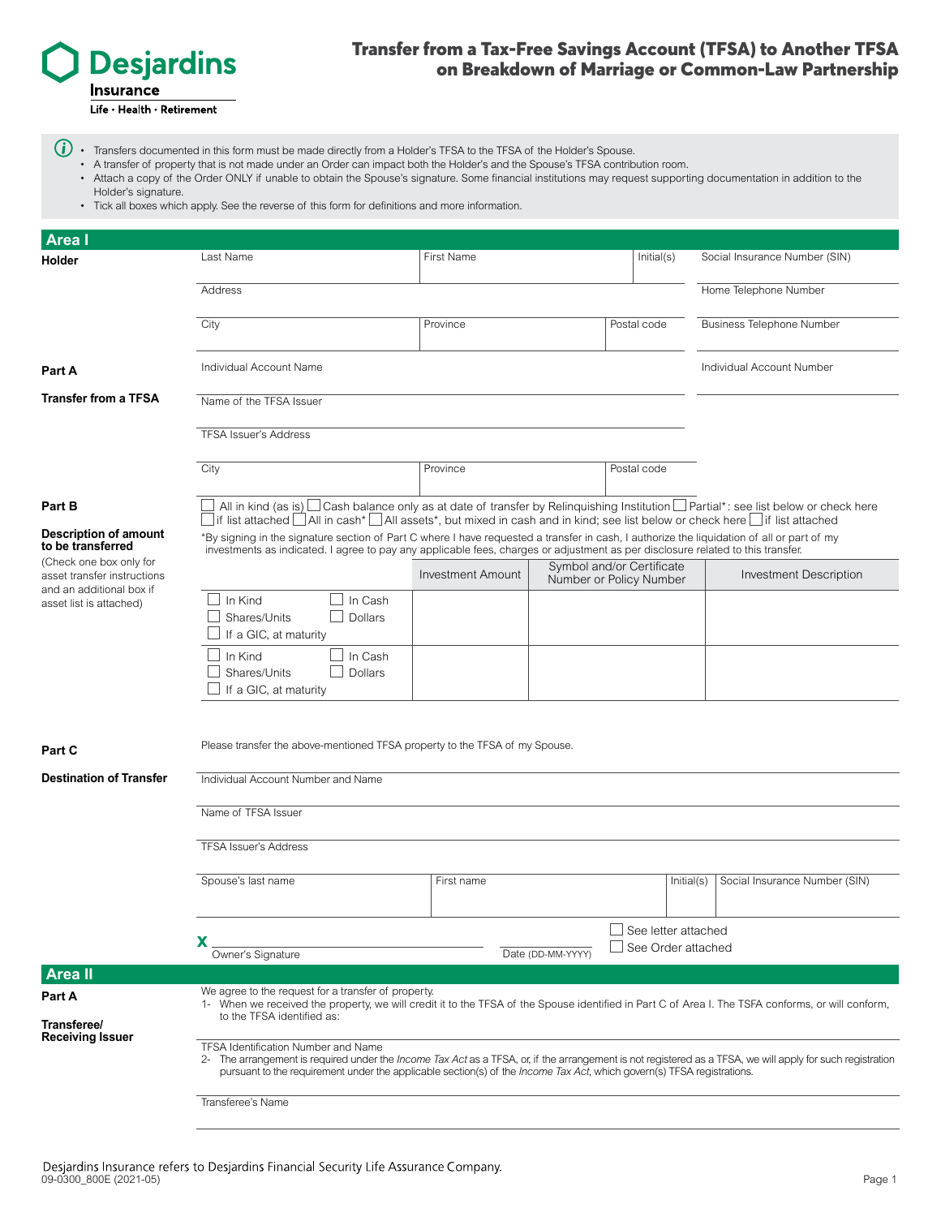Desjardins Insurance

Life · Health · Retirement

# Transfer from a Tax-Free Savings Account (TFSA) to Another TFSA on Breakdown of Marriage or Common-Law Partnership

- Transfers documented in this form must be made directly from a Holder's TFSA to the TFSA of the Holder's Spouse.
- A transfer of property that is not made under an Order can impact both the Holder's and the Spouse's TFSA contribution room.
- Attach a copy of the Order ONLY if unable to obtain the Spouse's signature. Some financial institutions may request supporting documentation in addition to the Holder's signature.
- Tick all boxes which apply. See the reverse of this form for definitions and more information.

## Area I

**Holder**

| Last Name | First Name | Initial(s) | Social Insurance Number (SIN) |
|---|---|---|---|
| Address | | | Home Telephone Number |
| City | Province | Postal code | Business Telephone Number |

**Part A**

**Transfer from a TFSA**

Individual Account Name | Individual Account Number

Name of the TFSA Issuer

TFSA Issuer's Address

City | Province | Postal code

**Part B**

**Description of amount to be transferred**

(Check one box only for asset transfer instructions and an additional box if asset list is attached)

☐ All in kind (as is) ☐ Cash balance only as at date of transfer by Relinquishing Institution ☐ Partial*: see list below or check here ☐ if list attached ☐ All in cash* ☐ All assets*, but mixed in cash and in kind; see list below or check here ☐ if list attached

*By signing in the signature section of Part C where I have requested a transfer in cash, I authorize the liquidation of all or part of my investments as indicated. I agree to pay any applicable fees, charges or adjustment as per disclosure related to this transfer.

| | Investment Amount | Symbol and/or Certificate Number or Policy Number | Investment Description |
|---|---|---|---|
| ☐ In Kind ☐ In Cash ☐ Shares/Units ☐ Dollars ☐ If a GIC, at maturity | | | |
| ☐ In Kind ☐ In Cash ☐ Shares/Units ☐ Dollars ☐ If a GIC, at maturity | | | |

**Part C**

**Destination of Transfer**

Please transfer the above-mentioned TFSA property to the TFSA of my Spouse.

Individual Account Number and Name

Name of TFSA Issuer

TFSA Issuer's Address

| Spouse's last name | First name | Initial(s) | Social Insurance Number (SIN) |
|---|---|---|---|
| | | | |

X ______________________ Owner's Signature ______________ Date (DD-MM-YYYY)

☐ See letter attached
☐ See Order attached

## Area II

**Part A**

**Transferee/ Receiving Issuer**

We agree to the request for a transfer of property.

1- When we received the property, we will credit it to the TFSA of the Spouse identified in Part C of Area I. The TSFA conforms, or will conform, to the TFSA identified as:

TFSA Identification Number and Name

2- The arrangement is required under the *Income Tax Act* as a TFSA, or, if the arrangement is not registered as a TFSA, we will apply for such registration pursuant to the requirement under the applicable section(s) of the *Income Tax Act*, which govern(s) TFSA registrations.

Transferee's Name

Desjardins Insurance refers to Desjardins Financial Security Life Assurance Company.

09-0300_800E (2021-05)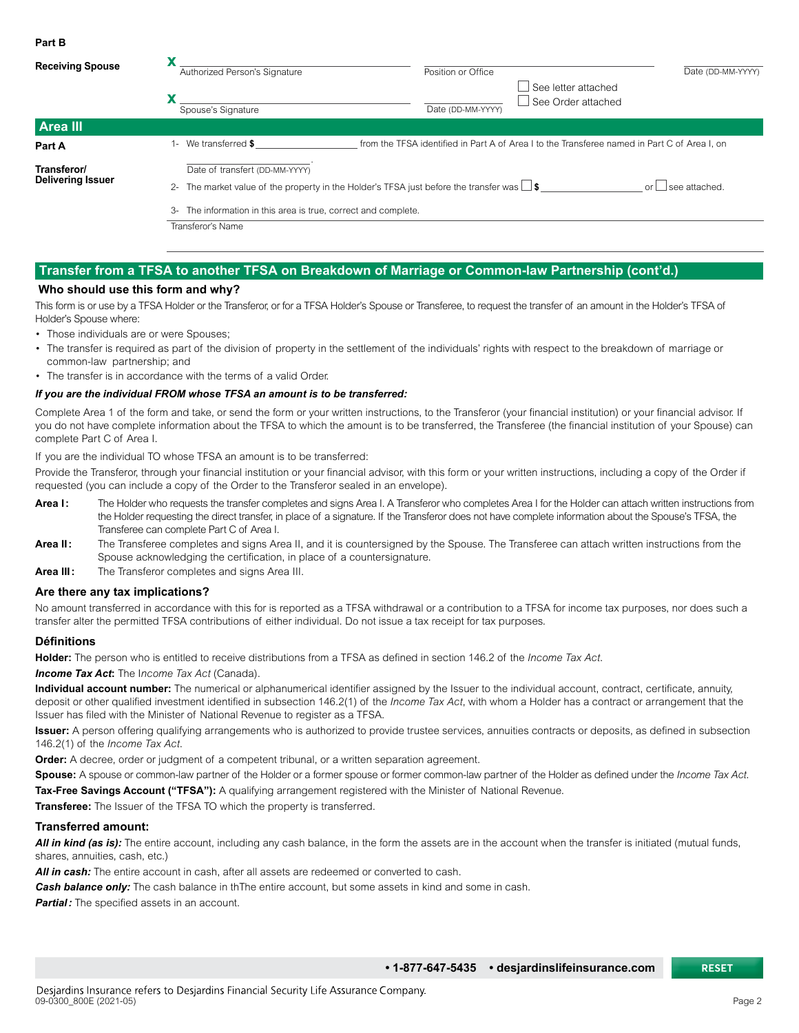**Part B**

**Receiving Spouse**

X ______________________ Authorized Person's Signature | ______________ Position or Office | ______________ Date (DD-MM-YYYY)

X ______________________ Spouse's Signature | ______________ Date (DD-MM-YYYY) | ☐ See letter attached ☐ See Order attached

## Area III

**Part A**

**Transferor/ Delivering Issuer**

1- We transferred $ ______________ from the TFSA identified in Part A of Area I to the Transferee named in Part C of Area I, on ______________.
Date of transfert (DD-MM-YYYY)

2- The market value of the property in the Holder's TFSA just before the transfer was ☐ $ ______________ or ☐ see attached.

3- The information in this area is true, correct and complete.

Transferor's Name

______________________________________

## Transfer from a TFSA to another TFSA on Breakdown of Marriage or Common-law Partnership (cont'd.)

### Who should use this form and why?

This form is or use by a TFSA Holder or the Transferor, or for a TFSA Holder's Spouse or Transferee, to request the transfer of an amount in the Holder's TFSA of Holder's Spouse where:

- Those individuals are or were Spouses;
- The transfer is required as part of the division of property in the settlement of the individuals' rights with respect to the breakdown of marriage or common-law partnership; and
- The transfer is in accordance with the terms of a valid Order.

***If you are the individual FROM whose TFSA an amount is to be transferred:***

Complete Area 1 of the form and take, or send the form or your written instructions, to the Transferor (your financial institution) or your financial advisor. If you do not have complete information about the TFSA to which the amount is to be transferred, the Transferee (the financial institution of your Spouse) can complete Part C of Area I.

If you are the individual TO whose TFSA an amount is to be transferred:

Provide the Transferor, through your financial institution or your financial advisor, with this form or your written instructions, including a copy of the Order if requested (you can include a copy of the Order to the Transferor sealed in an envelope).

**Area I:** The Holder who requests the transfer completes and signs Area I. A Transferor who completes Area I for the Holder can attach written instructions from the Holder requesting the direct transfer, in place of a signature. If the Transferor does not have complete information about the Spouse's TFSA, the Transferee can complete Part C of Area I.

**Area II:** The Transferee completes and signs Area II, and it is countersigned by the Spouse. The Transferee can attach written instructions from the Spouse acknowledging the certification, in place of a countersignature.

**Area III:** The Transferor completes and signs Area III.

### Are there any tax implications?

No amount transferred in accordance with this for is reported as a TFSA withdrawal or a contribution to a TFSA for income tax purposes, nor does such a transfer alter the permitted TFSA contributions of either individual. Do not issue a tax receipt for tax purposes.

### Définitions

**Holder:** The person who is entitled to receive distributions from a TFSA as defined in section 146.2 of the *Income Tax Act*.

***Income Tax Act*:** The I*ncome Tax Act* (Canada).

**Individual account number:** The numerical or alphanumerical identifier assigned by the Issuer to the individual account, contract, certificate, annuity, deposit or other qualified investment identified in subsection 146.2(1) of the *Income Tax Act*, with whom a Holder has a contract or arrangement that the Issuer has filed with the Minister of National Revenue to register as a TFSA.

**Issuer:** A person offering qualifying arrangements who is authorized to provide trustee services, annuities contracts or deposits, as defined in subsection 146.2(1) of the *Income Tax Act*.

**Order:** A decree, order or judgment of a competent tribunal, or a written separation agreement.

**Spouse:** A spouse or common-law partner of the Holder or a former spouse or former common-law partner of the Holder as defined under the *Income Tax Act*.

**Tax-Free Savings Account ("TFSA"):** A qualifying arrangement registered with the Minister of National Revenue.

**Transferee:** The Issuer of the TFSA TO which the property is transferred.

### Transferred amount:

***All in kind (as is):*** The entire account, including any cash balance, in the form the assets are in the account when the transfer is initiated (mutual funds, shares, annuities, cash, etc.)

***All in cash:*** The entire account in cash, after all assets are redeemed or converted to cash.

***Cash balance only:*** The cash balance in thThe entire account, but some assets in kind and some in cash.

***Partial:*** The specified assets in an account.

• 1-877-647-5435 • desjardinslifeinsurance.com

RESET

Desjardins Insurance refers to Desjardins Financial Security Life Assurance Company.
09-0300_800E (2021-05)